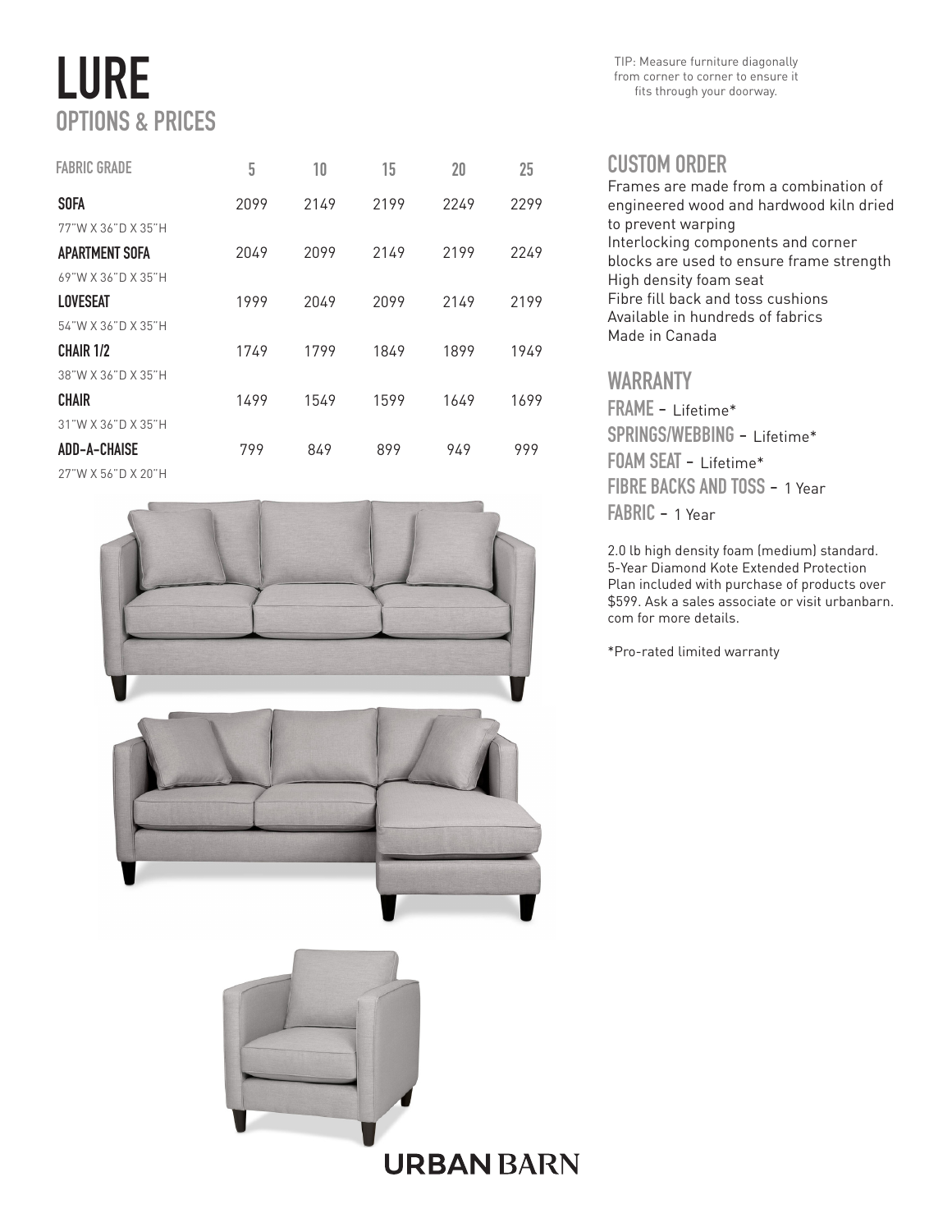# LURE

## OPTIONS & PRICES

TIP: Measure furniture diagonally from corner to corner to ensure it fits through your doorway.

| FABRIC GRADE | 5 | 10 | 15 | 20 | 25 |
|---|---|---|---|---|---|
| **SOFA**<br>77"W X 36"D X 35"H | 2099 | 2149 | 2199 | 2249 | 2299 |
| **APARTMENT SOFA**<br>69"W X 36"D X 35"H | 2049 | 2099 | 2149 | 2199 | 2249 |
| **LOVESEAT**<br>54"W X 36"D X 35"H | 1999 | 2049 | 2099 | 2149 | 2199 |
| **CHAIR 1/2**<br>38"W X 36"D X 35"H | 1749 | 1799 | 1849 | 1899 | 1949 |
| **CHAIR**<br>31"W X 36"D X 35"H | 1499 | 1549 | 1599 | 1649 | 1699 |
| **ADD-A-CHAISE**<br>27"W X 56"D X 20"H | 799 | 849 | 899 | 949 | 999 |

## CUSTOM ORDER

Frames are made from a combination of engineered wood and hardwood kiln dried to prevent warping
Interlocking components and corner blocks are used to ensure frame strength
High density foam seat
Fibre fill back and toss cushions
Available in hundreds of fabrics
Made in Canada

## WARRANTY

**FRAME** - Lifetime*
**SPRINGS/WEBBING** - Lifetime*
**FOAM SEAT** - Lifetime*
**FIBRE BACKS AND TOSS** - 1 Year
**FABRIC** - 1 Year

2.0 lb high density foam (medium) standard. 5-Year Diamond Kote Extended Protection Plan included with purchase of products over $599. Ask a sales associate or visit urbanbarn.com for more details.

*Pro-rated limited warranty

URBAN BARN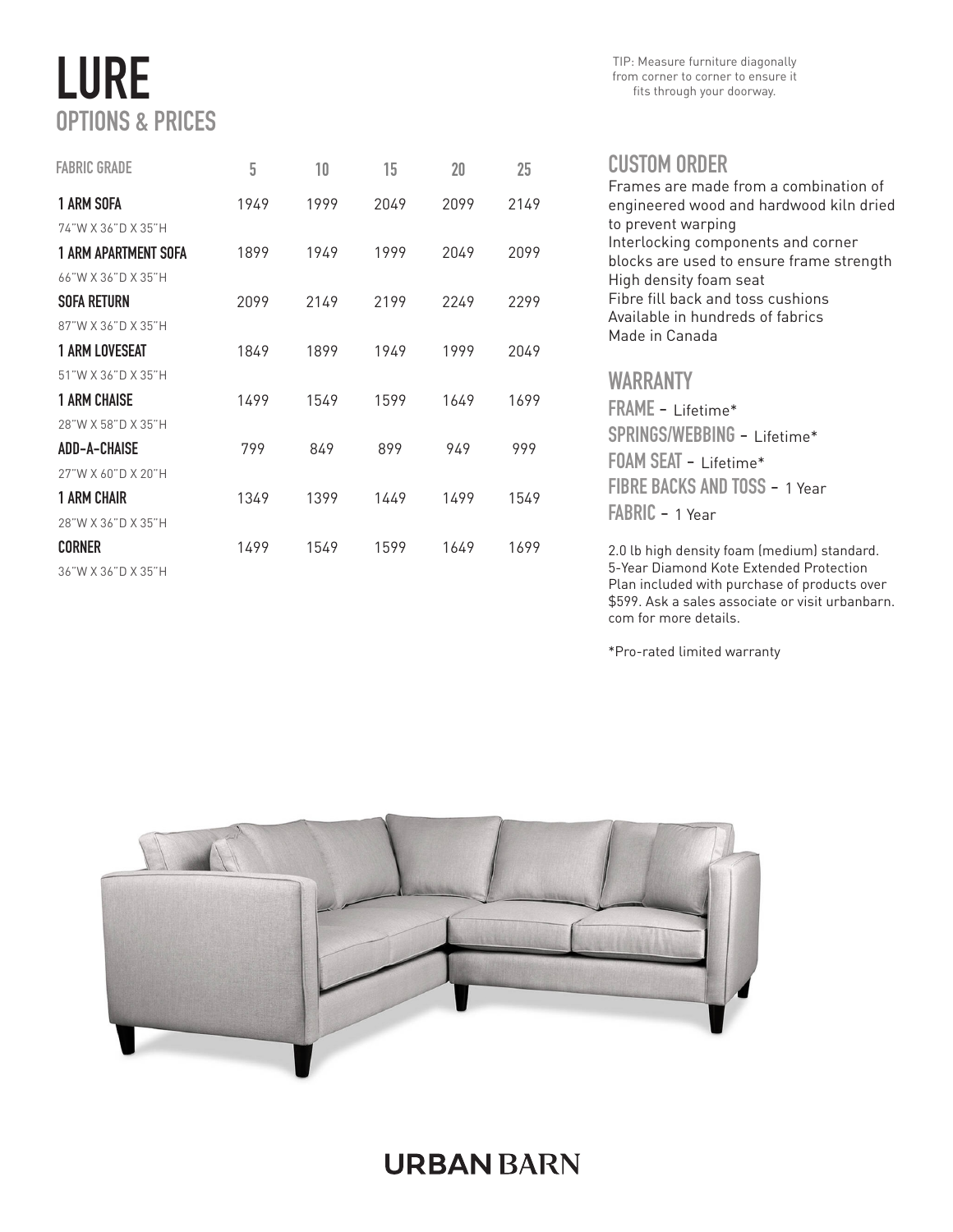# LURE

## OPTIONS & PRICES

TIP: Measure furniture diagonally from corner to corner to ensure it fits through your doorway.

| FABRIC GRADE | 5 | 10 | 15 | 20 | 25 |
|---|---|---|---|---|---|
| **1 ARM SOFA**<br>74"W X 36"D X 35"H | 1949 | 1999 | 2049 | 2099 | 2149 |
| **1 ARM APARTMENT SOFA**<br>66"W X 36"D X 35"H | 1899 | 1949 | 1999 | 2049 | 2099 |
| **SOFA RETURN**<br>87"W X 36"D X 35"H | 2099 | 2149 | 2199 | 2249 | 2299 |
| **1 ARM LOVESEAT**<br>51"W X 36"D X 35"H | 1849 | 1899 | 1949 | 1999 | 2049 |
| **1 ARM CHAISE**<br>28"W X 58"D X 35"H | 1499 | 1549 | 1599 | 1649 | 1699 |
| **ADD-A-CHAISE**<br>27"W X 60"D X 20"H | 799 | 849 | 899 | 949 | 999 |
| **1 ARM CHAIR**<br>28"W X 36"D X 35"H | 1349 | 1399 | 1449 | 1499 | 1549 |
| **CORNER**<br>36"W X 36"D X 35"H | 1499 | 1549 | 1599 | 1649 | 1699 |

## CUSTOM ORDER

Frames are made from a combination of engineered wood and hardwood kiln dried to prevent warping
Interlocking components and corner blocks are used to ensure frame strength
High density foam seat
Fibre fill back and toss cushions
Available in hundreds of fabrics
Made in Canada

## WARRANTY

**FRAME** - Lifetime*
**SPRINGS/WEBBING** - Lifetime*
**FOAM SEAT** - Lifetime*
**FIBRE BACKS AND TOSS** - 1 Year
**FABRIC** - 1 Year

2.0 lb high density foam (medium) standard. 5-Year Diamond Kote Extended Protection Plan included with purchase of products over $599. Ask a sales associate or visit urbanbarn.com for more details.

*Pro-rated limited warranty

URBAN BARN